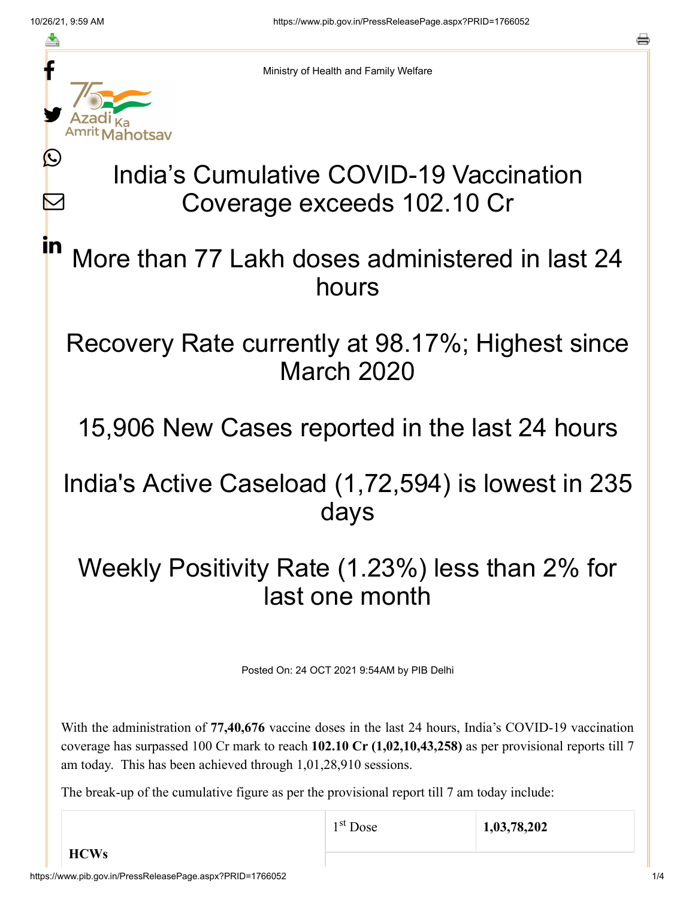Ministry of Health and Family Welfare

# India's Cumulative COVID-19 Vaccination Coverage exceeds 102.10 Cr

## More than 77 Lakh doses administered in last 24 hours

## Recovery Rate currently at 98.17%; Highest since March 2020

## 15,906 New Cases reported in the last 24 hours

## India's Active Caseload (1,72,594) is lowest in 235 days

## Weekly Positivity Rate (1.23%) less than 2% for last one month

Posted On: 24 OCT 2021 9:54AM by PIB Delhi

With the administration of **77,40,676** vaccine doses in the last 24 hours, India's COVID-19 vaccination coverage has surpassed 100 Cr mark to reach **102.10 Cr (1,02,10,43,258)** as per provisional reports till 7 am today. This has been achieved through 1,01,28,910 sessions.

The break-up of the cumulative figure as per the provisional report till 7 am today include:

| | | |
|---|---|---|
| **HCWs** | 1st Dose | **1,03,78,202** |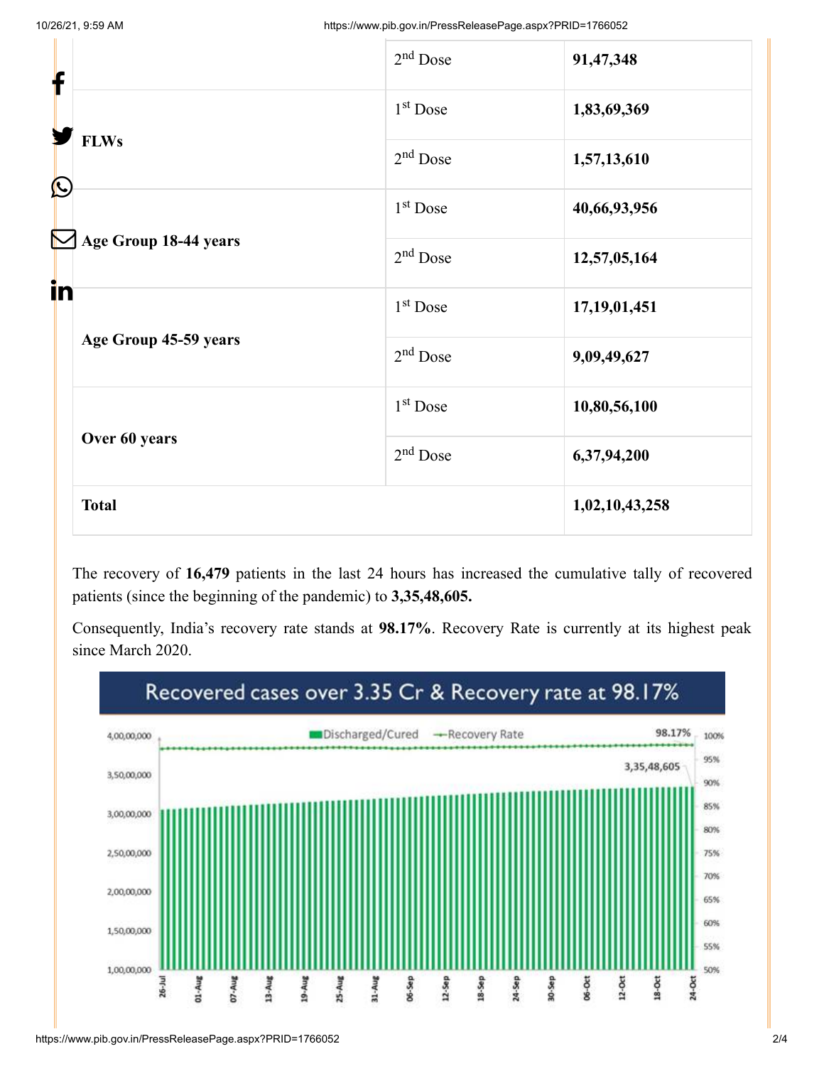| | | |
|---|---|---|
| | 2nd Dose | **91,47,348** |
| **FLWs** | 1st Dose | **1,83,69,369** |
| | 2nd Dose | **1,57,13,610** |
| **Age Group 18-44 years** | 1st Dose | **40,66,93,956** |
| | 2nd Dose | **12,57,05,164** |
| **Age Group 45-59 years** | 1st Dose | **17,19,01,451** |
| | 2nd Dose | **9,09,49,627** |
| **Over 60 years** | 1st Dose | **10,80,56,100** |
| | 2nd Dose | **6,37,94,200** |
| **Total** | | **1,02,10,43,258** |

The recovery of **16,479** patients in the last 24 hours has increased the cumulative tally of recovered patients (since the beginning of the pandemic) to **3,35,48,605.**

Consequently, India's recovery rate stands at **98.17%**. Recovery Rate is currently at its highest peak since March 2020.

Recovered cases over 3.35 Cr & Recovery rate at 98.17%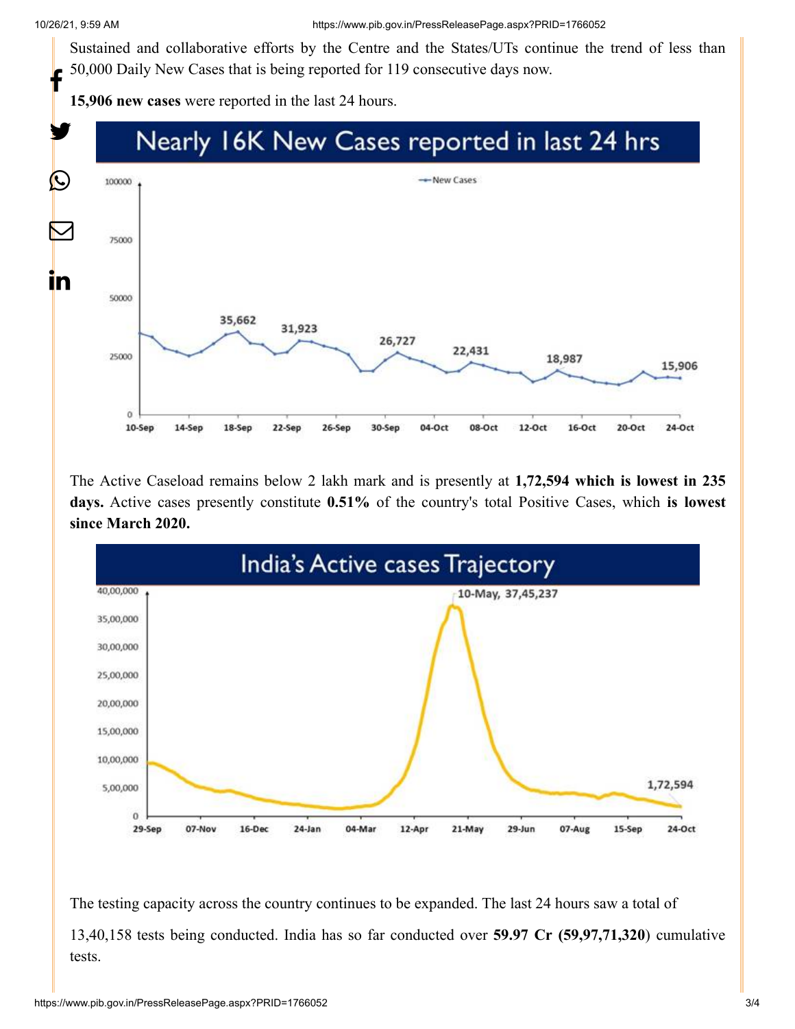Sustained and collaborative efforts by the Centre and the States/UTs continue the trend of less than 50,000 Daily New Cases that is being reported for 119 consecutive days now.

**15,906 new cases** were reported in the last 24 hours.

Nearly 16K New Cases reported in last 24 hrs

The Active Caseload remains below 2 lakh mark and is presently at **1,72,594 which is lowest in 235 days.** Active cases presently constitute **0.51%** of the country's total Positive Cases, which **is lowest since March 2020.**

India's Active cases Trajectory

The testing capacity across the country continues to be expanded. The last 24 hours saw a total of

13,40,158 tests being conducted. India has so far conducted over **59.97 Cr (59,97,71,320**) cumulative tests.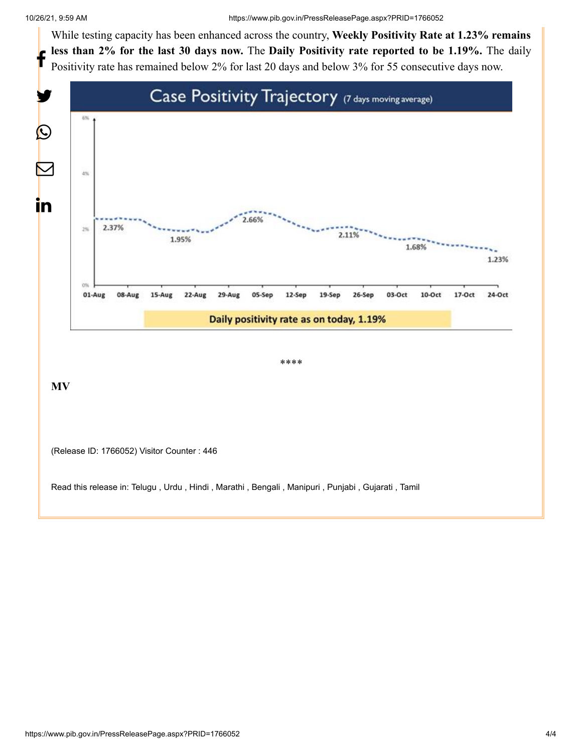While testing capacity has been enhanced across the country, **Weekly Positivity Rate at 1.23% remains less than 2% for the last 30 days now.** The **Daily Positivity rate reported to be 1.19%.** The daily Positivity rate has remained below 2% for last 20 days and below 3% for 55 consecutive days now.

Case Positivity Trajectory (7 days moving average)

6%
4%
2%
0%

2.37%
1.95%
2.66%
2.11%
1.68%
1.23%

01-Aug 08-Aug 15-Aug 22-Aug 29-Aug 05-Sep 12-Sep 19-Sep 26-Sep 03-Oct 10-Oct 17-Oct 24-Oct

Daily positivity rate as on today, 1.19%

****

**MV**

(Release ID: 1766052) Visitor Counter : 446

Read this release in: Telugu , Urdu , Hindi , Marathi , Bengali , Manipuri , Punjabi , Gujarati , Tamil